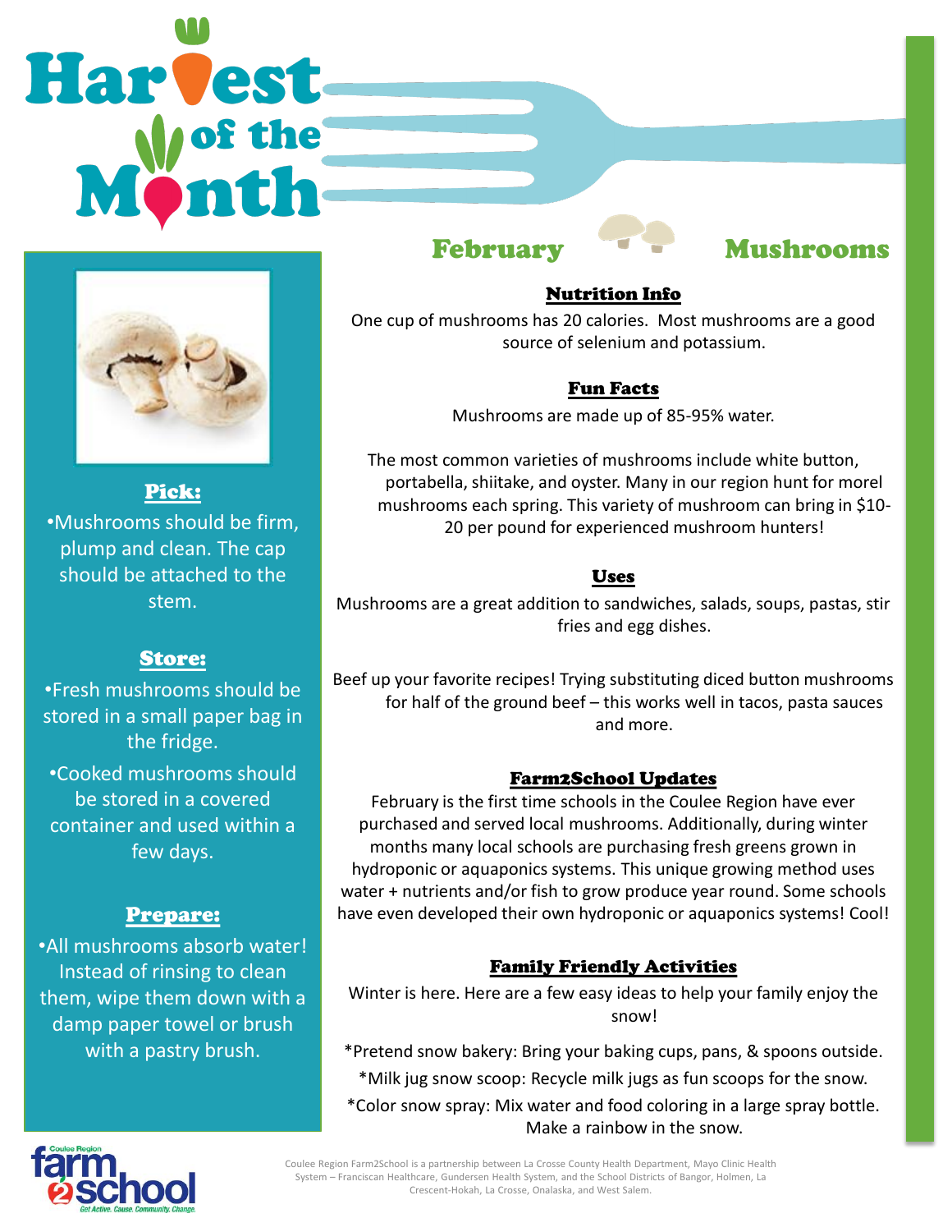# Harvest of the Month

## February — Mushrooms

### Pick:

•Mushrooms should be firm, plump and clean. The cap should be attached to the stem.

### Store:

•Fresh mushrooms should be stored in a small paper bag in the fridge.

•Cooked mushrooms should be stored in a covered container and used within a few days.

### Prepare:

•All mushrooms absorb water! Instead of rinsing to clean them, wipe them down with a damp paper towel or brush with a pastry brush.

### Nutrition Info

One cup of mushrooms has 20 calories. Most mushrooms are a good source of selenium and potassium.

### Fun Facts

Mushrooms are made up of 85-95% water.

The most common varieties of mushrooms include white button, portabella, shiitake, and oyster. Many in our region hunt for morel mushrooms each spring. This variety of mushroom can bring in $10-20 per pound for experienced mushroom hunters!

### Uses

Mushrooms are a great addition to sandwiches, salads, soups, pastas, stir fries and egg dishes.

Beef up your favorite recipes! Trying substituting diced button mushrooms for half of the ground beef – this works well in tacos, pasta sauces and more.

### Farm2School Updates

February is the first time schools in the Coulee Region have ever purchased and served local mushrooms. Additionally, during winter months many local schools are purchasing fresh greens grown in hydroponic or aquaponics systems. This unique growing method uses water + nutrients and/or fish to grow produce year round. Some schools have even developed their own hydroponic or aquaponics systems! Cool!

### Family Friendly Activities

Winter is here. Here are a few easy ideas to help your family enjoy the snow!

*Pretend snow bakery: Bring your baking cups, pans, & spoons outside.

*Milk jug snow scoop: Recycle milk jugs as fun scoops for the snow.

*Color snow spray: Mix water and food coloring in a large spray bottle. Make a rainbow in the snow.

Coulee Region farm2school — Get Active. Cause. Community. Change.

Coulee Region Farm2School is a partnership between La Crosse County Health Department, Mayo Clinic Health System – Franciscan Healthcare, Gundersen Health System, and the School Districts of Bangor, Holmen, La Crescent-Hokah, La Crosse, Onalaska, and West Salem.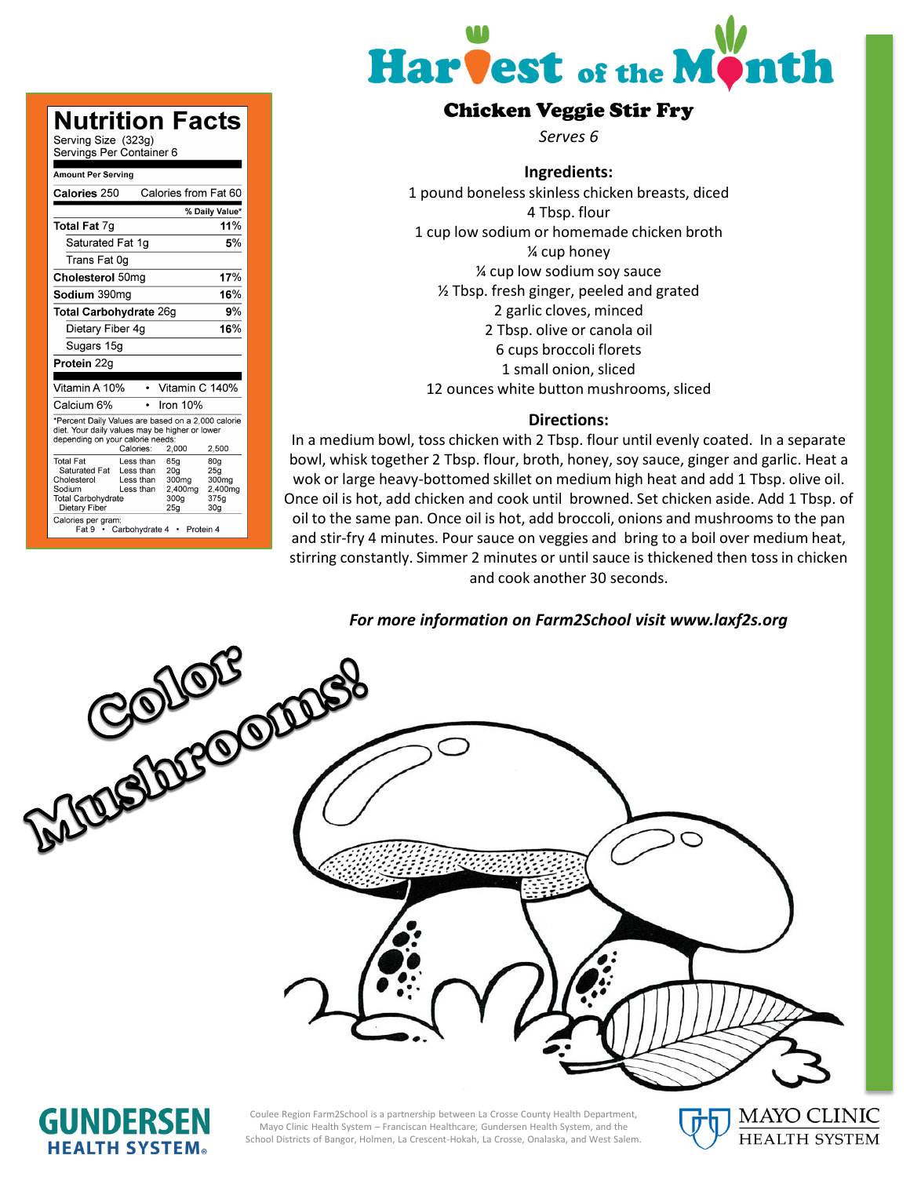# Harvest of the Month

## Chicken Veggie Stir Fry

*Serves 6*

### Ingredients:

1 pound boneless skinless chicken breasts, diced
4 Tbsp. flour
1 cup low sodium or homemade chicken broth
¼ cup honey
¼ cup low sodium soy sauce
½ Tbsp. fresh ginger, peeled and grated
2 garlic cloves, minced
2 Tbsp. olive or canola oil
6 cups broccoli florets
1 small onion, sliced
12 ounces white button mushrooms, sliced

### Directions:

In a medium bowl, toss chicken with 2 Tbsp. flour until evenly coated. In a separate bowl, whisk together 2 Tbsp. flour, broth, honey, soy sauce, ginger and garlic. Heat a wok or large heavy-bottomed skillet on medium high heat and add 1 Tbsp. olive oil. Once oil is hot, add chicken and cook until browned. Set chicken aside. Add 1 Tbsp. of oil to the same pan. Once oil is hot, add broccoli, onions and mushrooms to the pan and stir-fry 4 minutes. Pour sauce on veggies and bring to a boil over medium heat, stirring constantly. Simmer 2 minutes or until sauce is thickened then toss in chicken and cook another 30 seconds.

***For more information on Farm2School visit www.laxf2s.org***

## Nutrition Facts

Serving Size (323g)
Servings Per Container 6

Amount Per Serving

| | |
|---|---|
| **Calories** 250 | Calories from Fat 60 |
| | % Daily Value* |
| **Total Fat** 7g | **11%** |
| Saturated Fat 1g | **5%** |
| Trans Fat 0g | |
| **Cholesterol** 50mg | **17%** |
| **Sodium** 390mg | **16%** |
| **Total Carbohydrate** 26g | **9%** |
| Dietary Fiber 4g | **16%** |
| Sugars 15g | |
| **Protein** 22g | |

Vitamin A 10% • Vitamin C 140%
Calcium 6% • Iron 10%

*Percent Daily Values are based on a 2,000 calorie diet. Your daily values may be higher or lower depending on your calorie needs:

| | | Calories: | 2,000 | 2,500 |
|---|---|---|---|---|
| Total Fat | Less than | | 65g | 80g |
| Saturated Fat | Less than | | 20g | 25g |
| Cholesterol | Less than | | 300mg | 300mg |
| Sodium | Less than | | 2,400mg | 2,400mg |
| Total Carbohydrate | | | 300g | 375g |
| Dietary Fiber | | | 25g | 30g |

Calories per gram:
Fat 9 • Carbohydrate 4 • Protein 4

## Color Mushrooms!

GUNDERSEN HEALTH SYSTEM

Coulee Region Farm2School is a partnership between La Crosse County Health Department, Mayo Clinic Health System – Franciscan Healthcare, Gundersen Health System, and the School Districts of Bangor, Holmen, La Crescent-Hokah, La Crosse, Onalaska, and West Salem.

MAYO CLINIC HEALTH SYSTEM